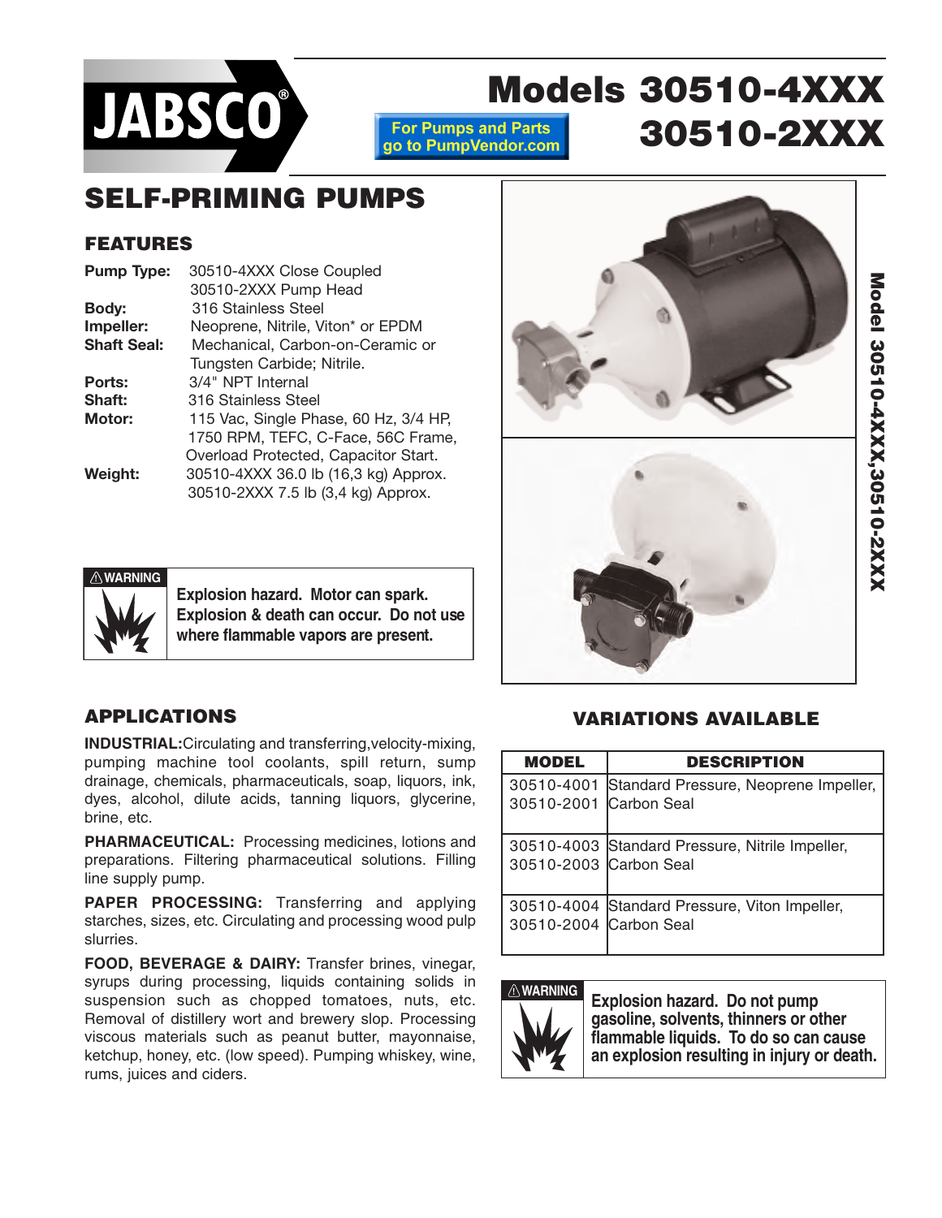# Models 30510-4XXX 30510-2XXX

For Pumps and Parts go to PumpVendor.com

## SELF-PRIMING PUMPS

### FEATURES

| | |
|---|---|
| **Pump Type:** | 30510-4XXX Close Coupled<br>30510-2XXX Pump Head |
| **Body:** | 316 Stainless Steel |
| **Impeller:** | Neoprene, Nitrile, Viton* or EPDM |
| **Shaft Seal:** | Mechanical, Carbon-on-Ceramic or Tungsten Carbide; Nitrile. |
| **Ports:** | 3/4" NPT Internal |
| **Shaft:** | 316 Stainless Steel |
| **Motor:** | 115 Vac, Single Phase, 60 Hz, 3/4 HP, 1750 RPM, TEFC, C-Face, 56C Frame, Overload Protected, Capacitor Start. |
| **Weight:** | 30510-4XXX 36.0 lb (16,3 kg) Approx.<br>30510-2XXX 7.5 lb (3,4 kg) Approx. |

> ⚠ **WARNING**
> **Explosion hazard. Motor can spark. Explosion & death can occur. Do not use where flammable vapors are present.**

### APPLICATIONS

**INDUSTRIAL:** Circulating and transferring, velocity-mixing, pumping machine tool coolants, spill return, sump drainage, chemicals, pharmaceuticals, soap, liquors, ink, dyes, alcohol, dilute acids, tanning liquors, glycerine, brine, etc.

**PHARMACEUTICAL:** Processing medicines, lotions and preparations. Filtering pharmaceutical solutions. Filling line supply pump.

**PAPER PROCESSING:** Transferring and applying starches, sizes, etc. Circulating and processing wood pulp slurries.

**FOOD, BEVERAGE & DAIRY:** Transfer brines, vinegar, syrups during processing, liquids containing solids in suspension such as chopped tomatoes, nuts, etc. Removal of distillery wort and brewery slop. Processing viscous materials such as peanut butter, mayonnaise, ketchup, honey, etc. (low speed). Pumping whiskey, wine, rums, juices and ciders.

### VARIATIONS AVAILABLE

| MODEL | DESCRIPTION |
|---|---|
| 30510-4001<br>30510-2001 | Standard Pressure, Neoprene Impeller, Carbon Seal |
| 30510-4003<br>30510-2003 | Standard Pressure, Nitrile Impeller, Carbon Seal |
| 30510-4004<br>30510-2004 | Standard Pressure, Viton Impeller, Carbon Seal |

> ⚠ **WARNING**
> **Explosion hazard. Do not pump gasoline, solvents, thinners or other flammable liquids. To do so can cause an explosion resulting in injury or death.**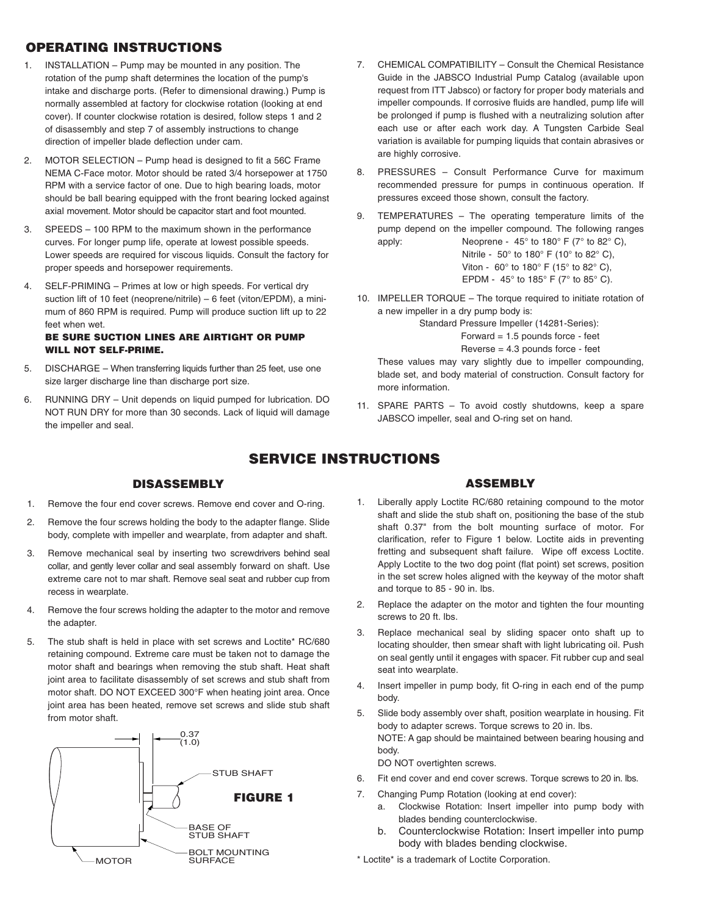## OPERATING INSTRUCTIONS

1. INSTALLATION – Pump may be mounted in any position. The rotation of the pump shaft determines the location of the pump's intake and discharge ports. (Refer to dimensional drawing.) Pump is normally assembled at factory for clockwise rotation (looking at end cover). If counter clockwise rotation is desired, follow steps 1 and 2 of disassembly and step 7 of assembly instructions to change direction of impeller blade deflection under cam.
2. MOTOR SELECTION – Pump head is designed to fit a 56C Frame NEMA C-Face motor. Motor should be rated 3/4 horsepower at 1750 RPM with a service factor of one. Due to high bearing loads, motor should be ball bearing equipped with the front bearing locked against axial movement. Motor should be capacitor start and foot mounted.
3. SPEEDS – 100 RPM to the maximum shown in the performance curves. For longer pump life, operate at lowest possible speeds. Lower speeds are required for viscous liquids. Consult the factory for proper speeds and horsepower requirements.
4. SELF-PRIMING – Primes at low or high speeds. For vertical dry suction lift of 10 feet (neoprene/nitrile) – 6 feet (viton/EPDM), a minimum of 860 RPM is required. Pump will produce suction lift up to 22 feet when wet.
   **BE SURE SUCTION LINES ARE AIRTIGHT OR PUMP WILL NOT SELF-PRIME.**
5. DISCHARGE – When transferring liquids further than 25 feet, use one size larger discharge line than discharge port size.
6. RUNNING DRY – Unit depends on liquid pumped for lubrication. DO NOT RUN DRY for more than 30 seconds. Lack of liquid will damage the impeller and seal.
7. CHEMICAL COMPATIBILITY – Consult the Chemical Resistance Guide in the JABSCO Industrial Pump Catalog (available upon request from ITT Jabsco) or factory for proper body materials and impeller compounds. If corrosive fluids are handled, pump life will be prolonged if pump is flushed with a neutralizing solution after each use or after each work day. A Tungsten Carbide Seal variation is available for pumping liquids that contain abrasives or are highly corrosive.
8. PRESSURES – Consult Performance Curve for maximum recommended pressure for pumps in continuous operation. If pressures exceed those shown, consult the factory.
9. TEMPERATURES – The operating temperature limits of the pump depend on the impeller compound. The following ranges apply:
   - Neoprene - 45° to 180° F (7° to 82° C),
   - Nitrile - 50° to 180° F (10° to 82° C),
   - Viton - 60° to 180° F (15° to 82° C),
   - EPDM - 45° to 185° F (7° to 85° C).
10. IMPELLER TORQUE – The torque required to initiate rotation of a new impeller in a dry pump body is:
    Standard Pressure Impeller (14281-Series):
    Forward = 1.5 pounds force - feet
    Reverse = 4.3 pounds force - feet
    These values may vary slightly due to impeller compounding, blade set, and body material of construction. Consult factory for more information.
11. SPARE PARTS – To avoid costly shutdowns, keep a spare JABSCO impeller, seal and O-ring set on hand.

## SERVICE INSTRUCTIONS

### DISASSEMBLY

1. Remove the four end cover screws. Remove end cover and O-ring.
2. Remove the four screws holding the body to the adapter flange. Slide body, complete with impeller and wearplate, from adapter and shaft.
3. Remove mechanical seal by inserting two screwdrivers behind seal collar, and gently lever collar and seal assembly forward on shaft. Use extreme care not to mar shaft. Remove seal seat and rubber cup from recess in wearplate.
4. Remove the four screws holding the adapter to the motor and remove the adapter.
5. The stub shaft is held in place with set screws and Loctite* RC/680 retaining compound. Extreme care must be taken not to damage the motor shaft and bearings when removing the stub shaft. Heat shaft joint area to facilitate disassembly of set screws and stub shaft from motor shaft. DO NOT EXCEED 300°F when heating joint area. Once joint area has been heated, remove set screws and slide stub shaft from motor shaft.

0.37 (1.0)
STUB SHAFT
BASE OF STUB SHAFT
BOLT MOUNTING SURFACE
MOTOR

**FIGURE 1**

### ASSEMBLY

1. Liberally apply Loctite RC/680 retaining compound to the motor shaft and slide the stub shaft on, positioning the base of the stub shaft 0.37" from the bolt mounting surface of motor. For clarification, refer to Figure 1 below. Loctite aids in preventing fretting and subsequent shaft failure. Wipe off excess Loctite. Apply Loctite to the two dog point (flat point) set screws, position in the set screw holes aligned with the keyway of the motor shaft and torque to 85 - 90 in. lbs.
2. Replace the adapter on the motor and tighten the four mounting screws to 20 ft. lbs.
3. Replace mechanical seal by sliding spacer onto shaft up to locating shoulder, then smear shaft with light lubricating oil. Push on seal gently until it engages with spacer. Fit rubber cup and seal seat into wearplate.
4. Insert impeller in pump body, fit O-ring in each end of the pump body.
5. Slide body assembly over shaft, position wearplate in housing. Fit body to adapter screws. Torque screws to 20 in. lbs.
   NOTE: A gap should be maintained between bearing housing and body.
   DO NOT overtighten screws.
6. Fit end cover and end cover screws. Torque screws to 20 in. lbs.
7. Changing Pump Rotation (looking at end cover):
   a. Clockwise Rotation: Insert impeller into pump body with blades bending counterclockwise.
   b. Counterclockwise Rotation: Insert impeller into pump body with blades bending clockwise.

\* Loctite* is a trademark of Loctite Corporation.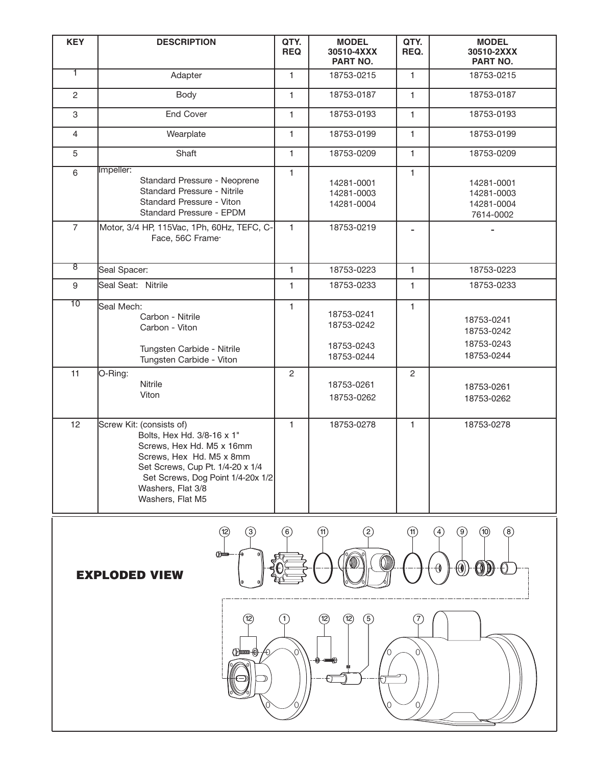| KEY | DESCRIPTION | QTY. REQ | MODEL 30510-4XXX PART NO. | QTY. REQ. | MODEL 30510-2XXX PART NO. |
|---|---|---|---|---|---|
| 1 | Adapter | 1 | 18753-0215 | 1 | 18753-0215 |
| 2 | Body | 1 | 18753-0187 | 1 | 18753-0187 |
| 3 | End Cover | 1 | 18753-0193 | 1 | 18753-0193 |
| 4 | Wearplate | 1 | 18753-0199 | 1 | 18753-0199 |
| 5 | Shaft | 1 | 18753-0209 | 1 | 18753-0209 |
| 6 | Impeller:<br>Standard Pressure - Neoprene<br>Standard Pressure - Nitrile<br>Standard Pressure - Viton<br>Standard Pressure - EPDM | 1 | 14281-0001<br>14281-0003<br>14281-0004 | 1 | 14281-0001<br>14281-0003<br>14281-0004<br>7614-0002 |
| 7 | Motor, 3/4 HP, 115Vac, 1Ph, 60Hz, TEFC, C-Face, 56C Frame· | 1 | 18753-0219 | - | - |
| 8 | Seal Spacer: | 1 | 18753-0223 | 1 | 18753-0223 |
| 9 | Seal Seat: Nitrile | 1 | 18753-0233 | 1 | 18753-0233 |
| 10 | Seal Mech:<br>Carbon - Nitrile<br>Carbon - Viton<br>Tungsten Carbide - Nitrile<br>Tungsten Carbide - Viton | 1 | 18753-0241<br>18753-0242<br>18753-0243<br>18753-0244 | 1 | 18753-0241<br>18753-0242<br>18753-0243<br>18753-0244 |
| 11 | O-Ring:<br>Nitrile<br>Viton | 2 | 18753-0261<br>18753-0262 | 2 | 18753-0261<br>18753-0262 |
| 12 | Screw Kit: (consists of)<br>Bolts, Hex Hd. 3/8-16 x 1"<br>Screws, Hex Hd. M5 x 16mm<br>Screws, Hex Hd. M5 x 8mm<br>Set Screws, Cup Pt. 1/4-20 x 1/4<br>Set Screws, Dog Point 1/4-20x 1/2<br>Washers, Flat 3/8<br>Washers, Flat M5 | 1 | 18753-0278 | 1 | 18753-0278 |

## EXPLODED VIEW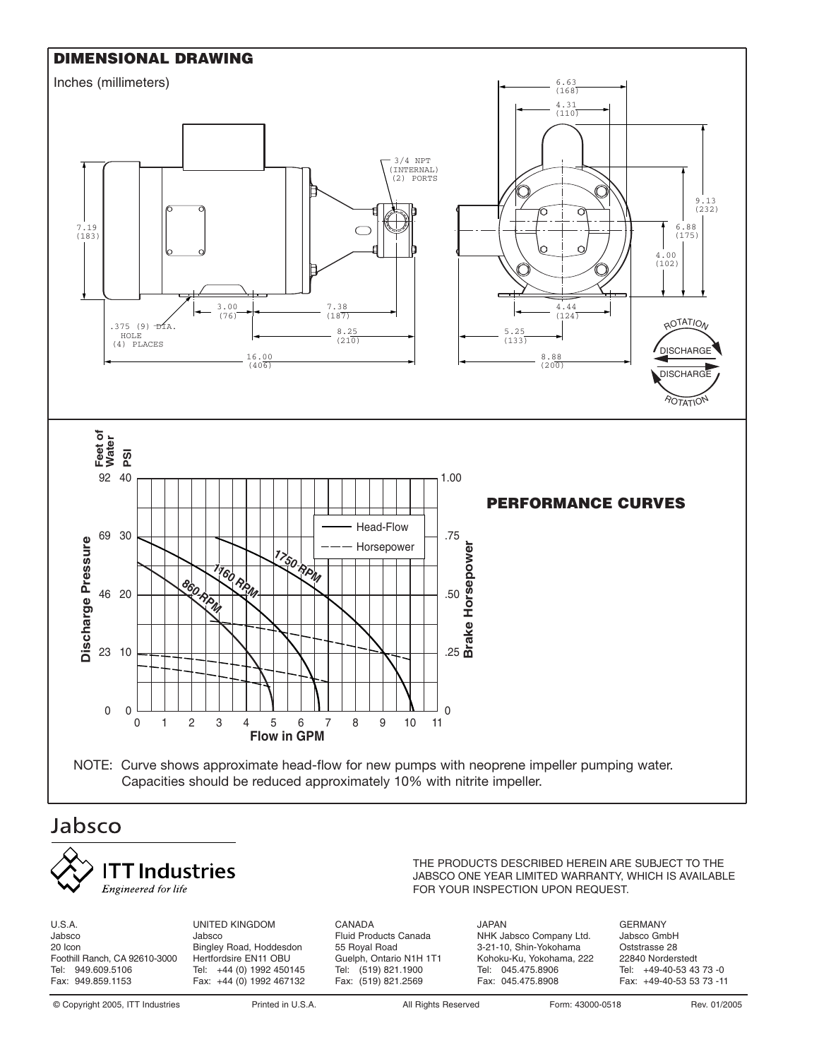## DIMENSIONAL DRAWING

Inches (millimeters)

3/4 NPT (INTERNAL) (2) PORTS

7.19 (183)

3.00 (76)

7.38 (187)

.375 (9) DIA. HOLE (4) PLACES

8.25 (210)

16.00 (406)

6.63 (168)

4.31 (110)

9.13 (232)

6.88 (175)

4.00 (102)

4.44 (124)

5.25 (133)

8.88 (200)

ROTATION

DISCHARGE

DISCHARGE

ROTATION

## PERFORMANCE CURVES

Discharge Pressure

Feet of Water: 92, 69, 46, 23, 0

PSI: 40, 30, 20, 10, 0

Brake Horsepower: 1.00, .75, .50, .25, 0

Flow in GPM: 0, 1, 2, 3, 4, 5, 6, 7, 8, 9, 10, 11

Head-Flow

Horsepower

1750 RPM

1160 RPM

860 RPM

NOTE: Curve shows approximate head-flow for new pumps with neoprene impeller pumping water. Capacities should be reduced approximately 10% with nitrite impeller.

Jabsco

ITT Industries
*Engineered for life*

THE PRODUCTS DESCRIBED HEREIN ARE SUBJECT TO THE JABSCO ONE YEAR LIMITED WARRANTY, WHICH IS AVAILABLE FOR YOUR INSPECTION UPON REQUEST.

U.S.A.
Jabsco
20 Icon
Foothill Ranch, CA 92610-3000
Tel: 949.609.5106
Fax: 949.859.1153

UNITED KINGDOM
Jabsco
Bingley Road, Hoddesdon
Hertfordsire EN11 OBU
Tel: +44 (0) 1992 450145
Fax: +44 (0) 1992 467132

CANADA
Fluid Products Canada
55 Royal Road
Guelph, Ontario N1H 1T1
Tel: (519) 821.1900
Fax: (519) 821.2569

JAPAN
NHK Jabsco Company Ltd.
3-21-10, Shin-Yokohama
Kohoku-Ku, Yokohama, 222
Tel: 045.475.8906
Fax: 045.475.8908

GERMANY
Jabsco GmbH
Oststrasse 28
22840 Norderstedt
Tel: +49-40-53 43 73 -0
Fax: +49-40-53 53 73 -11

© Copyright 2005, ITT Industries Printed in U.S.A. All Rights Reserved Form: 43000-0518 Rev. 01/2005